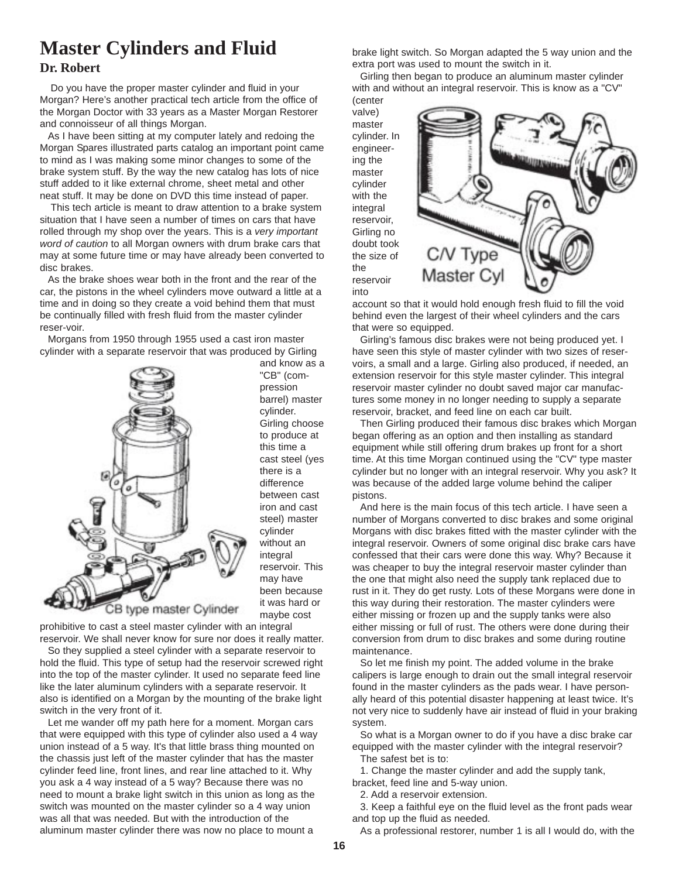# Master Cylinders and Fluid

## Dr. Robert

Do you have the proper master cylinder and fluid in your Morgan? Here's another practical tech article from the office of the Morgan Doctor with 33 years as a Master Morgan Restorer and connoisseur of all things Morgan.

As I have been sitting at my computer lately and redoing the Morgan Spares illustrated parts catalog an important point came to mind as I was making some minor changes to some of the brake system stuff. By the way the new catalog has lots of nice stuff added to it like external chrome, sheet metal and other neat stuff. It may be done on DVD this time instead of paper.

This tech article is meant to draw attention to a brake system situation that I have seen a number of times on cars that have rolled through my shop over the years. This is a *very important word of caution* to all Morgan owners with drum brake cars that may at some future time or may have already been converted to disc brakes.

As the brake shoes wear both in the front and the rear of the car, the pistons in the wheel cylinders move outward a little at a time and in doing so they create a void behind them that must be continually filled with fresh fluid from the master cylinder reser-voir.

Morgans from 1950 through 1955 used a cast iron master cylinder with a separate reservoir that was produced by Girling and know as a "CB" (com-pression barrel) master cylinder. Girling choose to produce at this time a cast steel (yes there is a difference between cast iron and cast steel) master cylinder without an integral reservoir. This may have been because it was hard or maybe cost prohibitive to cast a steel master cylinder with an integral reservoir. We shall never know for sure nor does it really matter.

CB type master Cylinder

So they supplied a steel cylinder with a separate reservoir to hold the fluid. This type of setup had the reservoir screwed right into the top of the master cylinder. It used no separate feed line like the later aluminum cylinders with a separate reservoir. It also is identified on a Morgan by the mounting of the brake light switch in the very front of it.

Let me wander off my path here for a moment. Morgan cars that were equipped with this type of cylinder also used a 4 way union instead of a 5 way. It's that little brass thing mounted on the chassis just left of the master cylinder that has the master cylinder feed line, front lines, and rear line attached to it. Why you ask a 4 way instead of a 5 way? Because there was no need to mount a brake light switch in this union as long as the switch was mounted on the master cylinder so a 4 way union was all that was needed. But with the introduction of the aluminum master cylinder there was now no place to mount a brake light switch. So Morgan adapted the 5 way union and the extra port was used to mount the switch in it.

Girling then began to produce an aluminum master cylinder with and without an integral reservoir. This is know as a "CV" (center valve) master cylinder. In engineer-ing the master cylinder with the integral reservoir, Girling no doubt took the size of the reservoir into account so that it would hold enough fresh fluid to fill the void behind even the largest of their wheel cylinders and the cars that were so equipped.

C/V Type Master Cyl

Girling's famous disc brakes were not being produced yet. I have seen this style of master cylinder with two sizes of reser-voirs, a small and a large. Girling also produced, if needed, an extension reservoir for this style master cylinder. This integral reservoir master cylinder no doubt saved major car manufac-tures some money in no longer needing to supply a separate reservoir, bracket, and feed line on each car built.

Then Girling produced their famous disc brakes which Morgan began offering as an option and then installing as standard equipment while still offering drum brakes up front for a short time. At this time Morgan continued using the "CV" type master cylinder but no longer with an integral reservoir. Why you ask? It was because of the added large volume behind the caliper pistons.

And here is the main focus of this tech article. I have seen a number of Morgans converted to disc brakes and some original Morgans with disc brakes fitted with the master cylinder with the integral reservoir. Owners of some original disc brake cars have confessed that their cars were done this way. Why? Because it was cheaper to buy the integral reservoir master cylinder than the one that might also need the supply tank replaced due to rust in it. They do get rusty. Lots of these Morgans were done in this way during their restoration. The master cylinders were either missing or frozen up and the supply tanks were also either missing or full of rust. The others were done during their conversion from drum to disc brakes and some during routine maintenance.

So let me finish my point. The added volume in the brake calipers is large enough to drain out the small integral reservoir found in the master cylinders as the pads wear. I have person-ally heard of this potential disaster happening at least twice. It's not very nice to suddenly have air instead of fluid in your braking system.

So what is a Morgan owner to do if you have a disc brake car equipped with the master cylinder with the integral reservoir?

The safest bet is to:

1. Change the master cylinder and add the supply tank, bracket, feed line and 5-way union.
2. Add a reservoir extension.
3. Keep a faithful eye on the fluid level as the front pads wear and top up the fluid as needed.

As a professional restorer, number 1 is all I would do, with the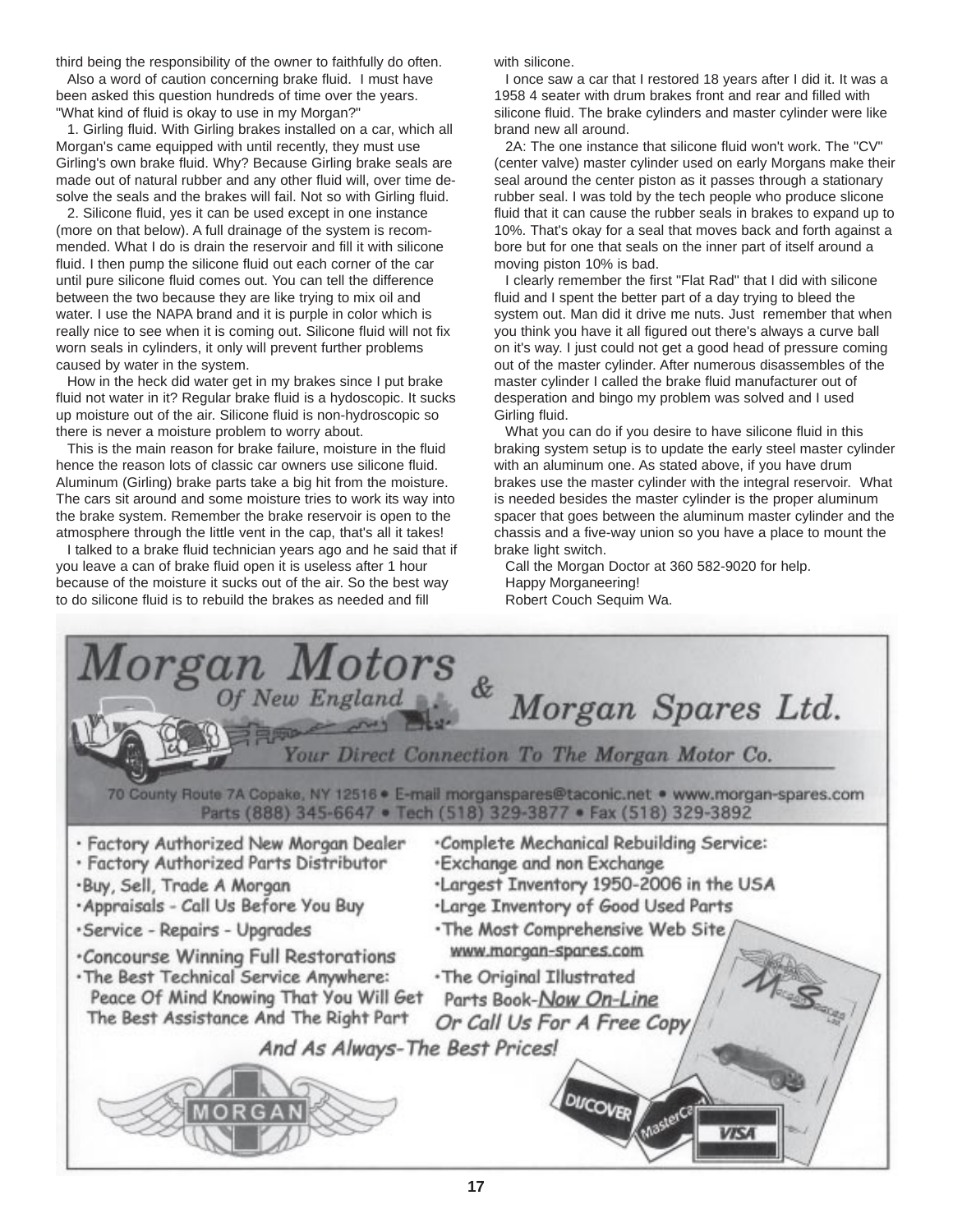third being the responsibility of the owner to faithfully do often.

Also a word of caution concerning brake fluid. I must have been asked this question hundreds of time over the years. "What kind of fluid is okay to use in my Morgan?"

1. Girling fluid. With Girling brakes installed on a car, which all Morgan's came equipped with until recently, they must use Girling's own brake fluid. Why? Because Girling brake seals are made out of natural rubber and any other fluid will, over time desolve the seals and the brakes will fail. Not so with Girling fluid.

2. Silicone fluid, yes it can be used except in one instance (more on that below). A full drainage of the system is recommended. What I do is drain the reservoir and fill it with silicone fluid. I then pump the silicone fluid out each corner of the car until pure silicone fluid comes out. You can tell the difference between the two because they are like trying to mix oil and water. I use the NAPA brand and it is purple in color which is really nice to see when it is coming out. Silicone fluid will not fix worn seals in cylinders, it only will prevent further problems caused by water in the system.

How in the heck did water get in my brakes since I put brake fluid not water in it? Regular brake fluid is a hydoscopic. It sucks up moisture out of the air. Silicone fluid is non-hydroscopic so there is never a moisture problem to worry about.

This is the main reason for brake failure, moisture in the fluid hence the reason lots of classic car owners use silicone fluid. Aluminum (Girling) brake parts take a big hit from the moisture. The cars sit around and some moisture tries to work its way into the brake system. Remember the brake reservoir is open to the atmosphere through the little vent in the cap, that's all it takes!

I talked to a brake fluid technician years ago and he said that if you leave a can of brake fluid open it is useless after 1 hour because of the moisture it sucks out of the air. So the best way to do silicone fluid is to rebuild the brakes as needed and fill with silicone.

I once saw a car that I restored 18 years after I did it. It was a 1958 4 seater with drum brakes front and rear and filled with silicone fluid. The brake cylinders and master cylinder were like brand new all around.

2A: The one instance that silicone fluid won't work. The "CV" (center valve) master cylinder used on early Morgans make their seal around the center piston as it passes through a stationary rubber seal. I was told by the tech people who produce slicone fluid that it can cause the rubber seals in brakes to expand up to 10%. That's okay for a seal that moves back and forth against a bore but for one that seals on the inner part of itself around a moving piston 10% is bad.

I clearly remember the first "Flat Rad" that I did with silicone fluid and I spent the better part of a day trying to bleed the system out. Man did it drive me nuts. Just remember that when you think you have it all figured out there's always a curve ball on it's way. I just could not get a good head of pressure coming out of the master cylinder. After numerous disassembles of the master cylinder I called the brake fluid manufacturer out of desperation and bingo my problem was solved and I used Girling fluid.

What you can do if you desire to have silicone fluid in this braking system setup is to update the early steel master cylinder with an aluminum one. As stated above, if you have drum brakes use the master cylinder with the integral reservoir. What is needed besides the master cylinder is the proper aluminum spacer that goes between the aluminum master cylinder and the chassis and a five-way union so you have a place to mount the brake light switch.

Call the Morgan Doctor at 360 582-9020 for help.

Happy Morganeering!

Robert Couch Sequim Wa.

# Morgan Motors Of New England & Morgan Spares Ltd.

*Your Direct Connection To The Morgan Motor Co.*

70 County Route 7A Copake, NY 12516 • E-mail morganspares@taconic.net • www.morgan-spares.com
Parts (888) 345-6647 • Tech (518) 329-3877 • Fax (518) 329-3892

- Factory Authorized New Morgan Dealer
- Factory Authorized Parts Distributor
- Buy, Sell, Trade A Morgan
- Appraisals - Call Us Before You Buy
- Service - Repairs - Upgrades
- Concourse Winning Full Restorations
- The Best Technical Service Anywhere: Peace Of Mind Knowing That You Will Get The Best Assistance And The Right Part
- Complete Mechanical Rebuilding Service:
- Exchange and non Exchange
- Largest Inventory 1950-2006 in the USA
- Large Inventory of Good Used Parts
- The Most Comprehensive Web Site www.morgan-spares.com
- The Original Illustrated Parts Book-Now On-Line Or Call Us For A Free Copy

*And As Always-The Best Prices!*

MORGAN

DISCOVER MasterCard VISA